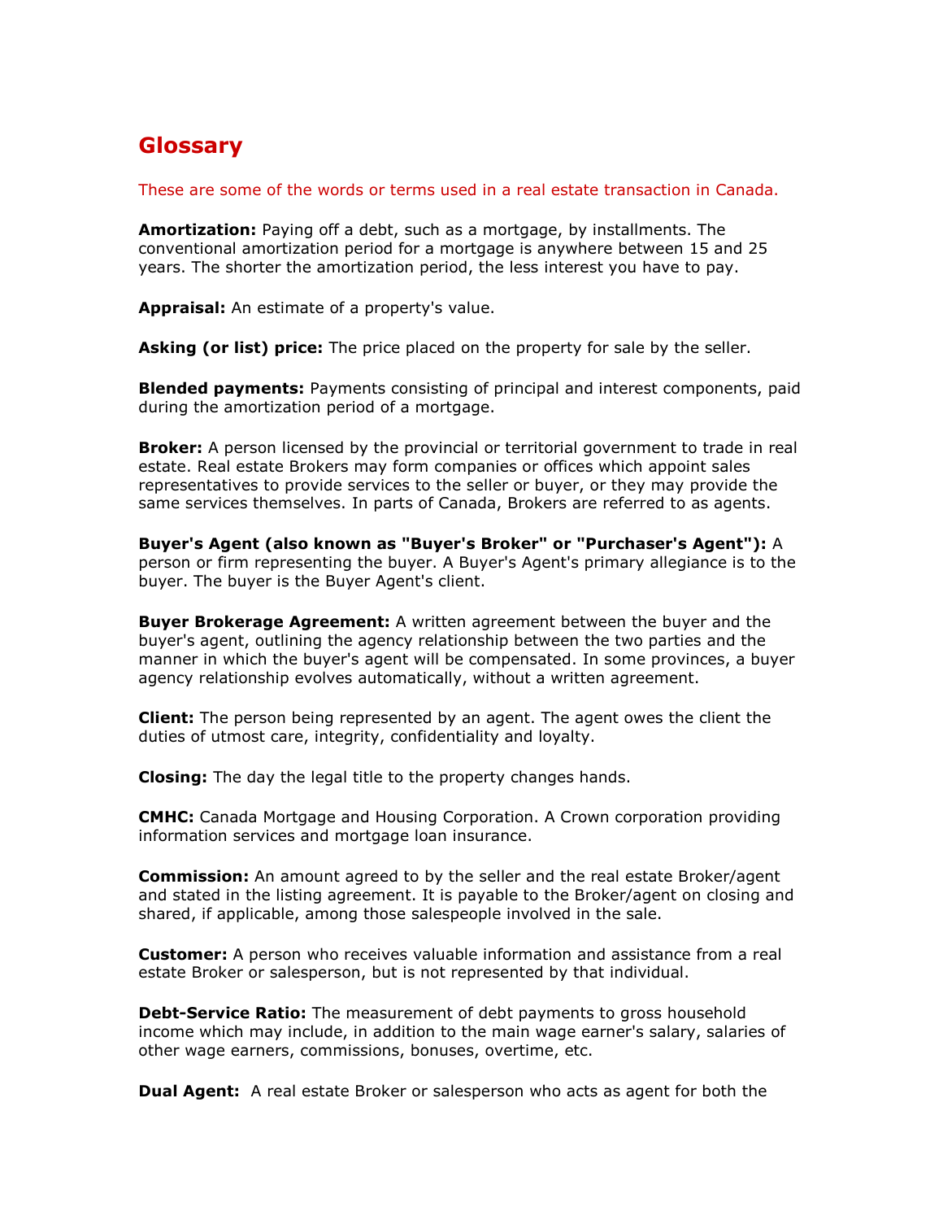# Glossary

These are some of the words or terms used in a real estate transaction in Canada.

**Amortization:** Paying off a debt, such as a mortgage, by installments. The conventional amortization period for a mortgage is anywhere between 15 and 25 years. The shorter the amortization period, the less interest you have to pay.

**Appraisal:** An estimate of a property's value.

**Asking (or list) price:** The price placed on the property for sale by the seller.

**Blended payments:** Payments consisting of principal and interest components, paid during the amortization period of a mortgage.

**Broker:** A person licensed by the provincial or territorial government to trade in real estate. Real estate Brokers may form companies or offices which appoint sales representatives to provide services to the seller or buyer, or they may provide the same services themselves. In parts of Canada, Brokers are referred to as agents.

**Buyer's Agent (also known as "Buyer's Broker" or "Purchaser's Agent"):** A person or firm representing the buyer. A Buyer's Agent's primary allegiance is to the buyer. The buyer is the Buyer Agent's client.

**Buyer Brokerage Agreement:** A written agreement between the buyer and the buyer's agent, outlining the agency relationship between the two parties and the manner in which the buyer's agent will be compensated. In some provinces, a buyer agency relationship evolves automatically, without a written agreement.

**Client:** The person being represented by an agent. The agent owes the client the duties of utmost care, integrity, confidentiality and loyalty.

**Closing:** The day the legal title to the property changes hands.

**CMHC:** Canada Mortgage and Housing Corporation. A Crown corporation providing information services and mortgage loan insurance.

**Commission:** An amount agreed to by the seller and the real estate Broker/agent and stated in the listing agreement. It is payable to the Broker/agent on closing and shared, if applicable, among those salespeople involved in the sale.

**Customer:** A person who receives valuable information and assistance from a real estate Broker or salesperson, but is not represented by that individual.

**Debt-Service Ratio:** The measurement of debt payments to gross household income which may include, in addition to the main wage earner's salary, salaries of other wage earners, commissions, bonuses, overtime, etc.

**Dual Agent:** A real estate Broker or salesperson who acts as agent for both the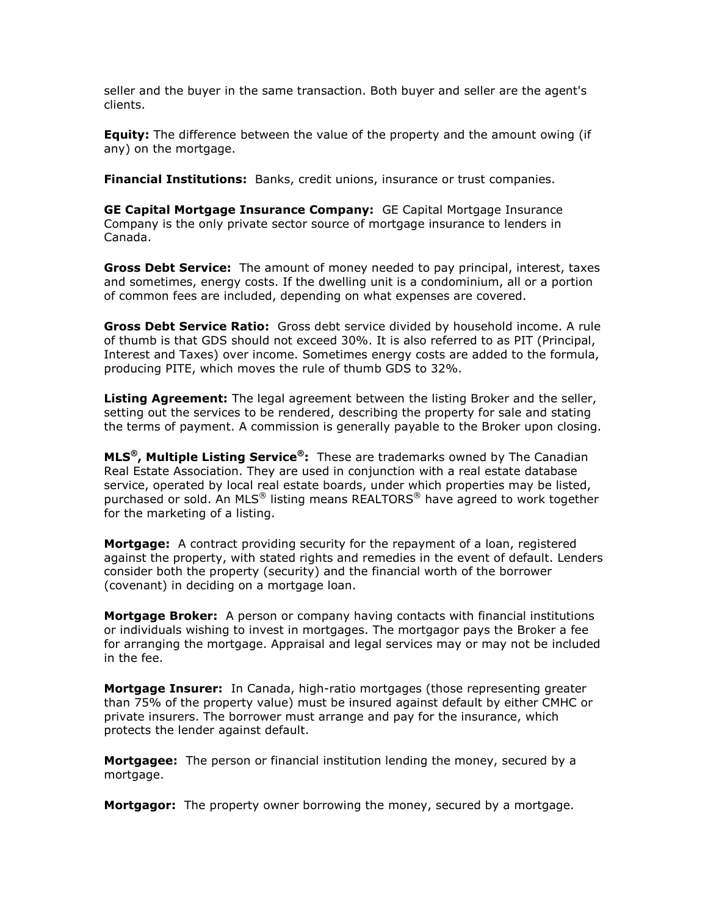seller and the buyer in the same transaction. Both buyer and seller are the agent's clients.

**Equity:** The difference between the value of the property and the amount owing (if any) on the mortgage.

**Financial Institutions:** Banks, credit unions, insurance or trust companies.

**GE Capital Mortgage Insurance Company:** GE Capital Mortgage Insurance Company is the only private sector source of mortgage insurance to lenders in Canada.

**Gross Debt Service:** The amount of money needed to pay principal, interest, taxes and sometimes, energy costs. If the dwelling unit is a condominium, all or a portion of common fees are included, depending on what expenses are covered.

**Gross Debt Service Ratio:** Gross debt service divided by household income. A rule of thumb is that GDS should not exceed 30%. It is also referred to as PIT (Principal, Interest and Taxes) over income. Sometimes energy costs are added to the formula, producing PITE, which moves the rule of thumb GDS to 32%.

**Listing Agreement:** The legal agreement between the listing Broker and the seller, setting out the services to be rendered, describing the property for sale and stating the terms of payment. A commission is generally payable to the Broker upon closing.

**MLS®, Multiple Listing Service®:** These are trademarks owned by The Canadian Real Estate Association. They are used in conjunction with a real estate database service, operated by local real estate boards, under which properties may be listed, purchased or sold. An MLS® listing means REALTORS® have agreed to work together for the marketing of a listing.

**Mortgage:** A contract providing security for the repayment of a loan, registered against the property, with stated rights and remedies in the event of default. Lenders consider both the property (security) and the financial worth of the borrower (covenant) in deciding on a mortgage loan.

**Mortgage Broker:** A person or company having contacts with financial institutions or individuals wishing to invest in mortgages. The mortgagor pays the Broker a fee for arranging the mortgage. Appraisal and legal services may or may not be included in the fee.

**Mortgage Insurer:** In Canada, high-ratio mortgages (those representing greater than 75% of the property value) must be insured against default by either CMHC or private insurers. The borrower must arrange and pay for the insurance, which protects the lender against default.

**Mortgagee:** The person or financial institution lending the money, secured by a mortgage.

**Mortgagor:** The property owner borrowing the money, secured by a mortgage.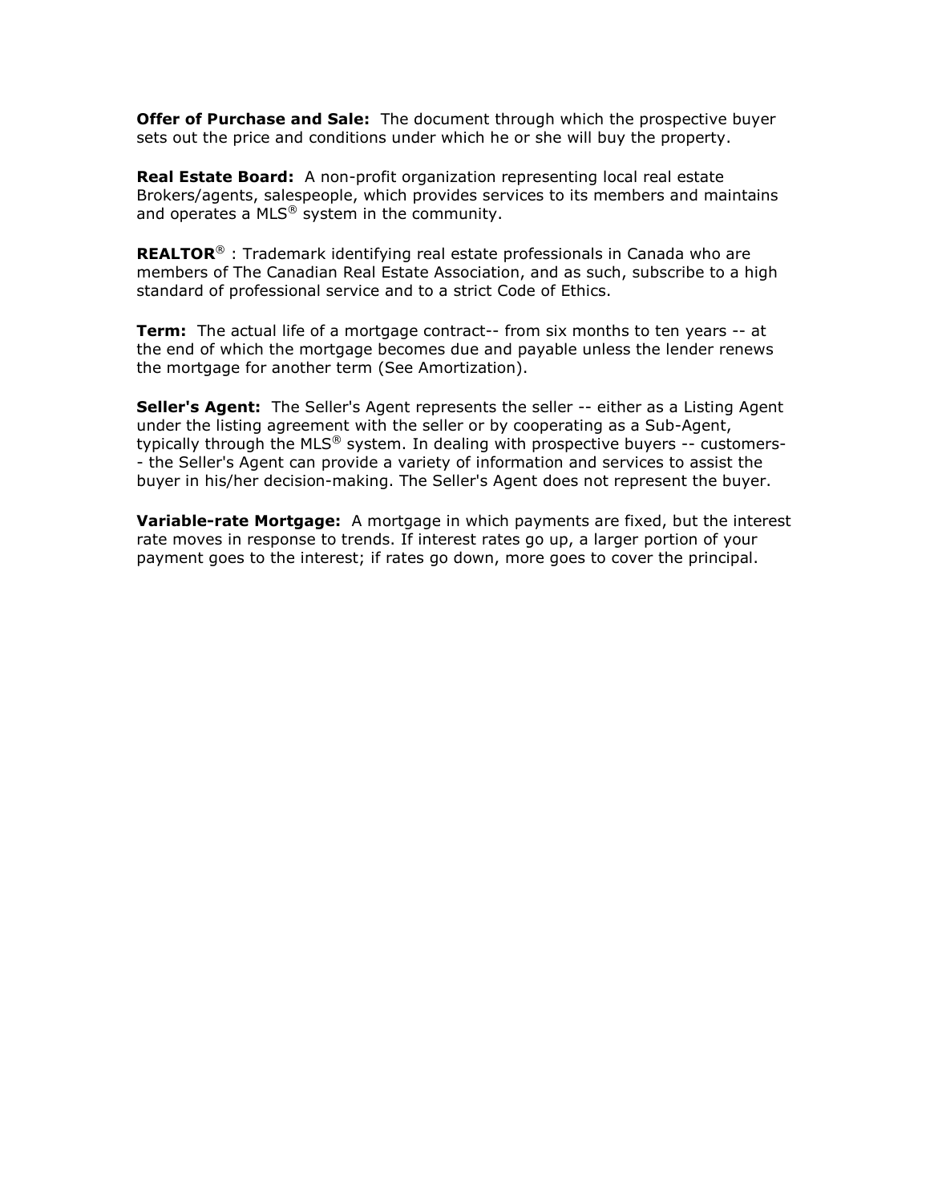**Offer of Purchase and Sale:** The document through which the prospective buyer sets out the price and conditions under which he or she will buy the property.

**Real Estate Board:** A non-profit organization representing local real estate Brokers/agents, salespeople, which provides services to its members and maintains and operates a MLS® system in the community.

**REALTOR®** : Trademark identifying real estate professionals in Canada who are members of The Canadian Real Estate Association, and as such, subscribe to a high standard of professional service and to a strict Code of Ethics.

**Term:** The actual life of a mortgage contract-- from six months to ten years -- at the end of which the mortgage becomes due and payable unless the lender renews the mortgage for another term (See Amortization).

**Seller's Agent:** The Seller's Agent represents the seller -- either as a Listing Agent under the listing agreement with the seller or by cooperating as a Sub-Agent, typically through the MLS® system. In dealing with prospective buyers -- customers-- the Seller's Agent can provide a variety of information and services to assist the buyer in his/her decision-making. The Seller's Agent does not represent the buyer.

**Variable-rate Mortgage:** A mortgage in which payments are fixed, but the interest rate moves in response to trends. If interest rates go up, a larger portion of your payment goes to the interest; if rates go down, more goes to cover the principal.